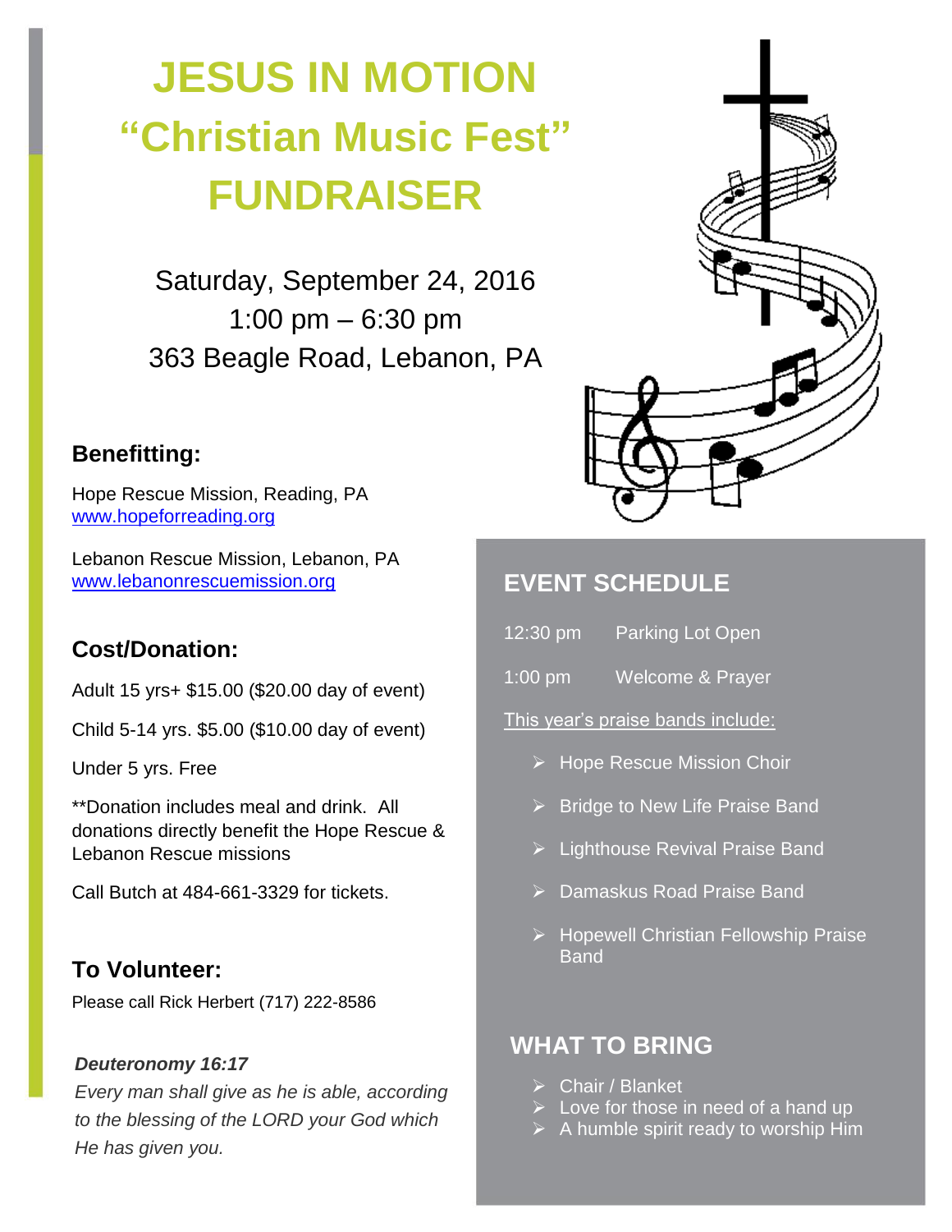# JESUS IN MOTION
# "Christian Music Fest"
# FUNDRAISER

Saturday, September 24, 2016
1:00 pm – 6:30 pm
363 Beagle Road, Lebanon, PA

## Benefitting:

Hope Rescue Mission, Reading, PA
www.hopeforreading.org

Lebanon Rescue Mission, Lebanon, PA
www.lebanonrescuemission.org

## Cost/Donation:

Adult 15 yrs+ $15.00 ($20.00 day of event)

Child 5-14 yrs. $5.00 ($10.00 day of event)

Under 5 yrs. Free

**Donation includes meal and drink. All donations directly benefit the Hope Rescue & Lebanon Rescue missions

Call Butch at 484-661-3329 for tickets.

## To Volunteer:

Please call Rick Herbert (717) 222-8586

***Deuteronomy 16:17***
*Every man shall give as he is able, according to the blessing of the LORD your God which He has given you.*

## EVENT SCHEDULE

12:30 pm Parking Lot Open

1:00 pm Welcome & Prayer

This year's praise bands include:

- Hope Rescue Mission Choir
- Bridge to New Life Praise Band
- Lighthouse Revival Praise Band
- Damaskus Road Praise Band
- Hopewell Christian Fellowship Praise Band

## WHAT TO BRING

- Chair / Blanket
- Love for those in need of a hand up
- A humble spirit ready to worship Him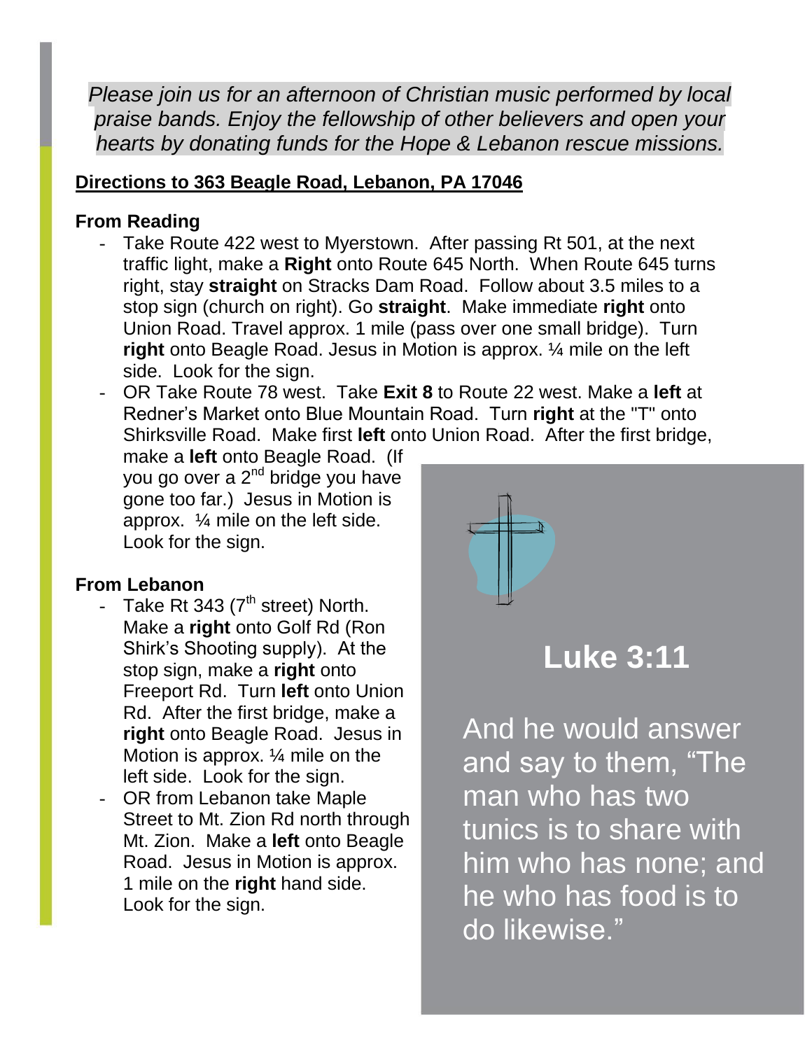*Please join us for an afternoon of Christian music performed by local praise bands. Enjoy the fellowship of other believers and open your hearts by donating funds for the Hope & Lebanon rescue missions.*

**Directions to 363 Beagle Road, Lebanon, PA 17046**

**From Reading**

- Take Route 422 west to Myerstown. After passing Rt 501, at the next traffic light, make a **Right** onto Route 645 North. When Route 645 turns right, stay **straight** on Stracks Dam Road. Follow about 3.5 miles to a stop sign (church on right). Go **straight**. Make immediate **right** onto Union Road. Travel approx. 1 mile (pass over one small bridge). Turn **right** onto Beagle Road. Jesus in Motion is approx. ¼ mile on the left side. Look for the sign.
- OR Take Route 78 west. Take **Exit 8** to Route 22 west. Make a **left** at Redner's Market onto Blue Mountain Road. Turn **right** at the "T" onto Shirksville Road. Make first **left** onto Union Road. After the first bridge, make a **left** onto Beagle Road. (If you go over a 2nd bridge you have gone too far.) Jesus in Motion is approx. ¼ mile on the left side. Look for the sign.

**From Lebanon**

- Take Rt 343 (7th street) North. Make a **right** onto Golf Rd (Ron Shirk's Shooting supply). At the stop sign, make a **right** onto Freeport Rd. Turn **left** onto Union Rd. After the first bridge, make a **right** onto Beagle Road. Jesus in Motion is approx. ¼ mile on the left side. Look for the sign.
- OR from Lebanon take Maple Street to Mt. Zion Rd north through Mt. Zion. Make a **left** onto Beagle Road. Jesus in Motion is approx. 1 mile on the **right** hand side. Look for the sign.

## Luke 3:11

And he would answer and say to them, "The man who has two tunics is to share with him who has none; and he who has food is to do likewise."